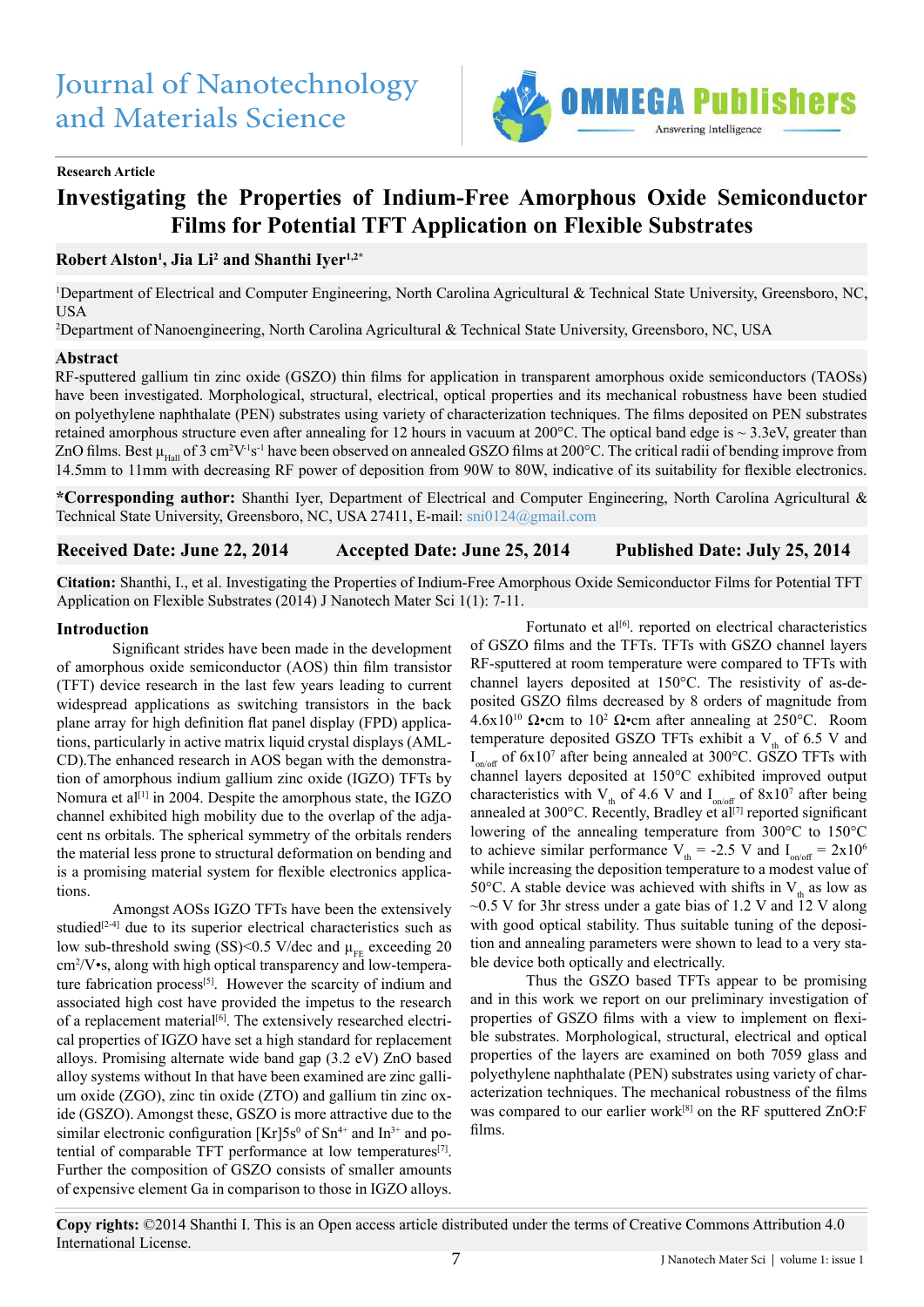Journal of Nanotechnology and Materials Science

**Research Article**

# Investigating the Properties of Indium-Free Amorphous Oxide Semiconductor Films for Potential TFT Application on Flexible Substrates

**Robert Alston[1], Jia Li[2] and Shanthi Iyer[1,2*]**

[1]Department of Electrical and Computer Engineering, North Carolina Agricultural & Technical State University, Greensboro, NC, USA

[2]Department of Nanoengineering, North Carolina Agricultural & Technical State University, Greensboro, NC, USA

## Abstract

RF-sputtered gallium tin zinc oxide (GSZO) thin films for application in transparent amorphous oxide semiconductors (TAOSs) have been investigated. Morphological, structural, electrical, optical properties and its mechanical robustness have been studied on polyethylene naphthalate (PEN) substrates using variety of characterization techniques. The films deposited on PEN substrates retained amorphous structure even after annealing for 12 hours in vacuum at 200°C. The optical band edge is ~ 3.3eV, greater than ZnO films. Best $\mu_{Hall}$ of 3 $cm^2V^{-1}s^{-1}$ have been observed on annealed GSZO films at 200°C. The critical radii of bending improve from 14.5mm to 11mm with decreasing RF power of deposition from 90W to 80W, indicative of its suitability for flexible electronics.

**\*Corresponding author:** Shanthi Iyer, Department of Electrical and Computer Engineering, North Carolina Agricultural & Technical State University, Greensboro, NC, USA 27411, E-mail: sni0124@gmail.com

**Received Date: June 22, 2014 Accepted Date: June 25, 2014 Published Date: July 25, 2014**

**Citation:** Shanthi, I., et al. Investigating the Properties of Indium-Free Amorphous Oxide Semiconductor Films for Potential TFT Application on Flexible Substrates (2014) J Nanotech Mater Sci 1(1): 7-11.

## Introduction

Significant strides have been made in the development of amorphous oxide semiconductor (AOS) thin film transistor (TFT) device research in the last few years leading to current widespread applications as switching transistors in the back plane array for high definition flat panel display (FPD) applications, particularly in active matrix liquid crystal displays (AMLCD).The enhanced research in AOS began with the demonstration of amorphous indium gallium zinc oxide (IGZO) TFTs by Nomura et al[1] in 2004. Despite the amorphous state, the IGZO channel exhibited high mobility due to the overlap of the adjacent ns orbitals. The spherical symmetry of the orbitals renders the material less prone to structural deformation on bending and is a promising material system for flexible electronics applications.

Amongst AOSs IGZO TFTs have been the extensively studied[2-4] due to its superior electrical characteristics such as low sub-threshold swing (SS)<0.5 V/dec and $\mu_{FE}$ exceeding 20 $cm^2/V•s$, along with high optical transparency and low-temperature fabrication process[5]. However the scarcity of indium and associated high cost have provided the impetus to the research of a replacement material[6]. The extensively researched electrical properties of IGZO have set a high standard for replacement alloys. Promising alternate wide band gap (3.2 eV) ZnO based alloy systems without In that have been examined are zinc gallium oxide (ZGO), zinc tin oxide (ZTO) and gallium tin zinc oxide (GSZO). Amongst these, GSZO is more attractive due to the similar electronic configuration [Kr]$5s^0$ of $Sn^{4+}$ and $In^{3+}$ and potential of comparable TFT performance at low temperatures[7]. Further the composition of GSZO consists of smaller amounts of expensive element Ga in comparison to those in IGZO alloys.

Fortunato et al[6]. reported on electrical characteristics of GSZO films and the TFTs. TFTs with GSZO channel layers RF-sputtered at room temperature were compared to TFTs with channel layers deposited at 150°C. The resistivity of as-deposited GSZO films decreased by 8 orders of magnitude from $4.6x10^{10}$ Ω•cm to $10^2$ Ω•cm after annealing at 250°C. Room temperature deposited GSZO TFTs exhibit a $V_{th}$ of 6.5 V and $I_{on/off}$ of $6x10^7$ after being annealed at 300°C. GSZO TFTs with channel layers deposited at 150°C exhibited improved output characteristics with $V_{th}$ of 4.6 V and $I_{on/off}$ of $8x10^7$ after being annealed at 300°C. Recently, Bradley et al[7] reported significant lowering of the annealing temperature from 300°C to 150°C to achieve similar performance $V_{th}$ = -2.5 V and $I_{on/off}$ = $2x10^6$ while increasing the deposition temperature to a modest value of 50°C. A stable device was achieved with shifts in $V_{th}$ as low as ~0.5 V for 3hr stress under a gate bias of 1.2 V and 12 V along with good optical stability. Thus suitable tuning of the deposition and annealing parameters were shown to lead to a very stable device both optically and electrically.

Thus the GSZO based TFTs appear to be promising and in this work we report on our preliminary investigation of properties of GSZO films with a view to implement on flexible substrates. Morphological, structural, electrical and optical properties of the layers are examined on both 7059 glass and polyethylene naphthalate (PEN) substrates using variety of characterization techniques. The mechanical robustness of the films was compared to our earlier work[8] on the RF sputtered ZnO:F films.

**Copy rights:** ©2014 Shanthi I. This is an Open access article distributed under the terms of Creative Commons Attribution 4.0 International License.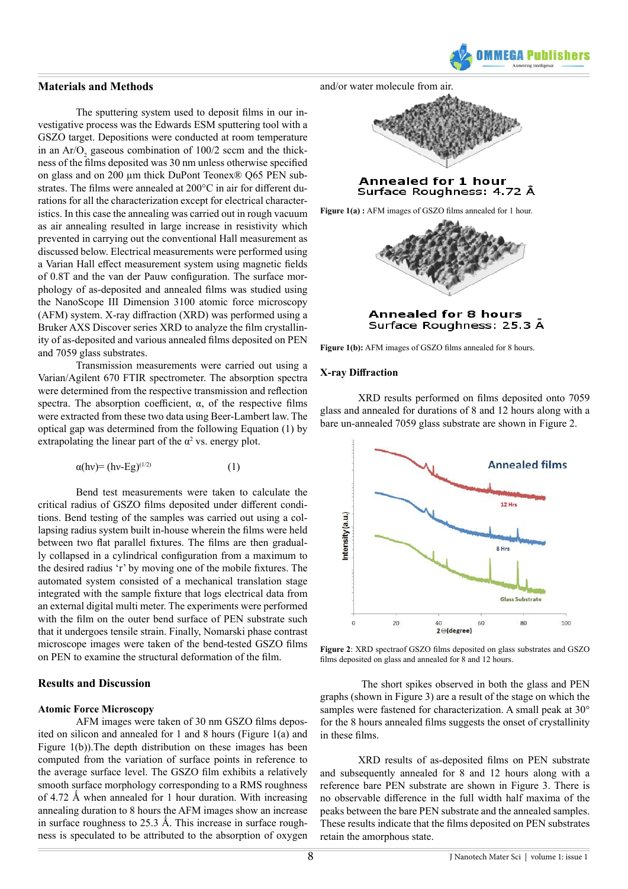## Materials and Methods

The sputtering system used to deposit films in our investigative process was the Edwards ESM sputtering tool with a GSZO target. Depositions were conducted at room temperature in an $Ar/O_2$ gaseous combination of 100/2 sccm and the thickness of the films deposited was 30 nm unless otherwise specified on glass and on 200 µm thick DuPont Teonex® Q65 PEN substrates. The films were annealed at 200°C in air for different durations for all the characterization except for electrical characteristics. In this case the annealing was carried out in rough vacuum as air annealing resulted in large increase in resistivity which prevented in carrying out the conventional Hall measurement as discussed below. Electrical measurements were performed using a Varian Hall effect measurement system using magnetic fields of 0.8T and the van der Pauw configuration. The surface morphology of as-deposited and annealed films was studied using the NanoScope III Dimension 3100 atomic force microscopy (AFM) system. X-ray diffraction (XRD) was performed using a Bruker AXS Discover series XRD to analyze the film crystallinity of as-deposited and various annealed films deposited on PEN and 7059 glass substrates.

Transmission measurements were carried out using a Varian/Agilent 670 FTIR spectrometer. The absorption spectra were determined from the respective transmission and reflection spectra. The absorption coefficient, α, of the respective films were extracted from these two data using Beer-Lambert law. The optical gap was determined from the following Equation (1) by extrapolating the linear part of the $\alpha^2$ vs. energy plot.

$$\alpha(h\nu) = (h\nu - Eg)^{(1/2)} \qquad (1)$$

Bend test measurements were taken to calculate the critical radius of GSZO films deposited under different conditions. Bend testing of the samples was carried out using a collapsing radius system built in-house wherein the films were held between two flat parallel fixtures. The films are then gradually collapsed in a cylindrical configuration from a maximum to the desired radius 'r' by moving one of the mobile fixtures. The automated system consisted of a mechanical translation stage integrated with the sample fixture that logs electrical data from an external digital multi meter. The experiments were performed with the film on the outer bend surface of PEN substrate such that it undergoes tensile strain. Finally, Nomarski phase contrast microscope images were taken of the bend-tested GSZO films on PEN to examine the structural deformation of the film.

## Results and Discussion

### Atomic Force Microscopy

AFM images were taken of 30 nm GSZO films deposited on silicon and annealed for 1 and 8 hours (Figure 1(a) and Figure 1(b)).The depth distribution on these images has been computed from the variation of surface points in reference to the average surface level. The GSZO film exhibits a relatively smooth surface morphology corresponding to a RMS roughness of 4.72 Å when annealed for 1 hour duration. With increasing annealing duration to 8 hours the AFM images show an increase in surface roughness to 25.3 Å. This increase in surface roughness is speculated to be attributed to the absorption of oxygen and/or water molecule from air.

Annealed for 1 hour
Surface Roughness: 4.72 Å

**Figure 1(a) :** AFM images of GSZO films annealed for 1 hour.

Annealed for 8 hours
Surface Roughness: 25.3 Å

**Figure 1(b):** AFM images of GSZO films annealed for 8 hours.

### X-ray Diffraction

XRD results performed on films deposited onto 7059 glass and annealed for durations of 8 and 12 hours along with a bare un-annealed 7059 glass substrate are shown in Figure 2.

**Figure 2**: XRD spectraof GSZO films deposited on glass substrates and GSZO films deposited on glass and annealed for 8 and 12 hours.

The short spikes observed in both the glass and PEN graphs (shown in Figure 3) are a result of the stage on which the samples were fastened for characterization. A small peak at 30° for the 8 hours annealed films suggests the onset of crystallinity in these films.

XRD results of as-deposited films on PEN substrate and subsequently annealed for 8 and 12 hours along with a reference bare PEN substrate are shown in Figure 3. There is no observable difference in the full width half maxima of the peaks between the bare PEN substrate and the annealed samples. These results indicate that the films deposited on PEN substrates retain the amorphous state.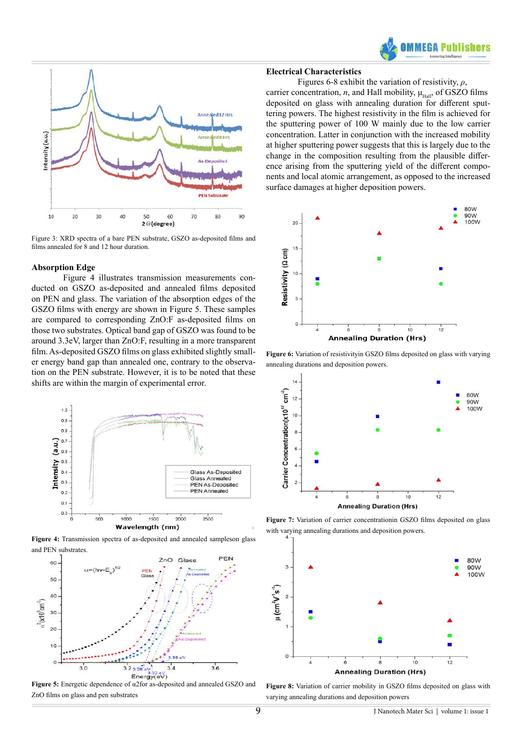Figure 3: XRD spectra of a bare PEN substrate, GSZO as-deposited films and films annealed for 8 and 12 hour duration.

### Absorption Edge

Figure 4 illustrates transmission measurements conducted on GSZO as-deposited and annealed films deposited on PEN and glass. The variation of the absorption edges of the GSZO films with energy are shown in Figure 5. These samples are compared to corresponding ZnO:F as-deposited films on those two substrates. Optical band gap of GSZO was found to be around 3.3eV, larger than ZnO:F, resulting in a more transparent film. As-deposited GSZO films on glass exhibited slightly smaller energy band gap than annealed one, contrary to the observation on the PEN substrate. However, it is to be noted that these shifts are within the margin of experimental error.

**Figure 4:** Transmission spectra of as-deposited and annealed sampleson glass and PEN substrates.

**Figure 5:** Energetic dependence of α2for as-deposited and annealed GSZO and ZnO films on glass and pen substrates

### Electrical Characteristics

Figures 6-8 exhibit the variation of resistivity, $\rho$, carrier concentration, $n$, and Hall mobility, $\mu_{Hall}$, of GSZO films deposited on glass with annealing duration for different sputtering powers. The highest resistivity in the film is achieved for the sputtering power of 100 W mainly due to the low carrier concentration. Latter in conjunction with the increased mobility at higher sputtering power suggests that this is largely due to the change in the composition resulting from the plausible difference arising from the sputtering yield of the different components and local atomic arrangement, as opposed to the increased surface damages at higher deposition powers.

**Figure 6:** Variation of resistivityin GSZO films deposited on glass with varying annealing durations and deposition powers.

**Figure 7:** Variation of carrier concentrationin GSZO films deposited on glass with varying annealing durations and deposition powers.

**Figure 8:** Variation of carrier mobility in GSZO films deposited on glass with varying annealing durations and deposition powers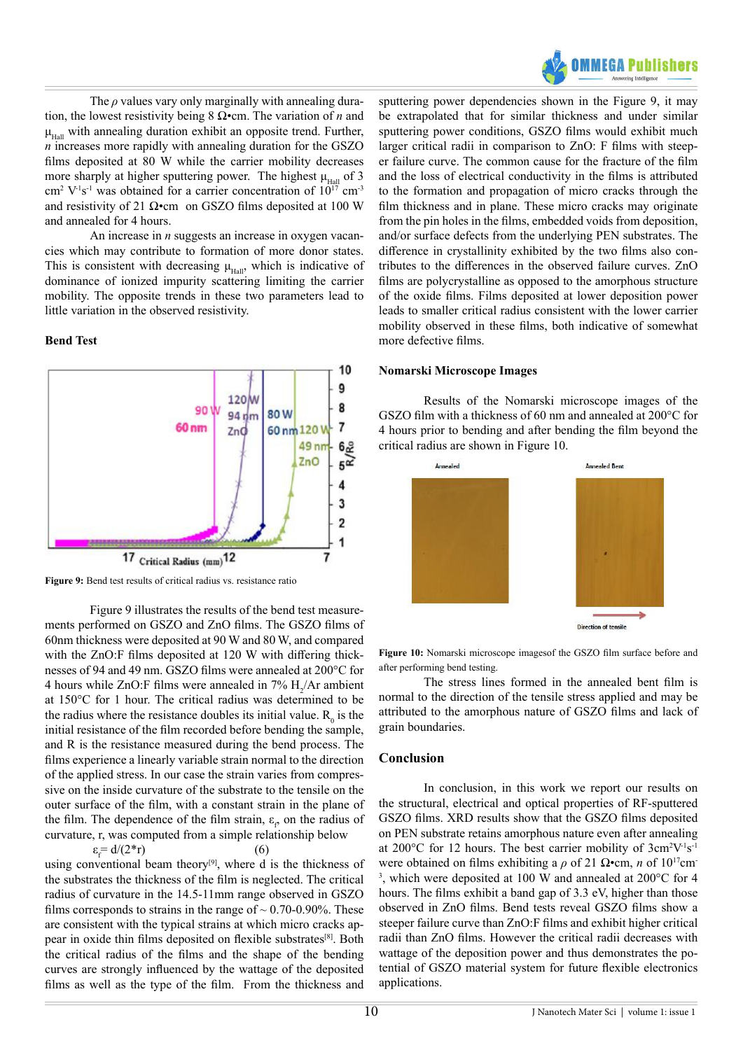The $\rho$ values vary only marginally with annealing duration, the lowest resistivity being 8 Ω•cm. The variation of $n$ and $\mu_{Hall}$ with annealing duration exhibit an opposite trend. Further, $n$ increases more rapidly with annealing duration for the GSZO films deposited at 80 W while the carrier mobility decreases more sharply at higher sputtering power. The highest $\mu_{Hall}$ of 3 $cm^2 V^{-1}s^{-1}$ was obtained for a carrier concentration of $10^{17}$ $cm^{-3}$ and resistivity of 21 Ω•cm on GSZO films deposited at 100 W and annealed for 4 hours.

An increase in $n$ suggests an increase in oxygen vacancies which may contribute to formation of more donor states. This is consistent with decreasing $\mu_{Hall}$, which is indicative of dominance of ionized impurity scattering limiting the carrier mobility. The opposite trends in these two parameters lead to little variation in the observed resistivity.

### Bend Test

**Figure 9:** Bend test results of critical radius vs. resistance ratio

Figure 9 illustrates the results of the bend test measurements performed on GSZO and ZnO films. The GSZO films of 60nm thickness were deposited at 90 W and 80 W, and compared with the ZnO:F films deposited at 120 W with differing thicknesses of 94 and 49 nm. GSZO films were annealed at 200°C for 4 hours while ZnO:F films were annealed in 7% $H_2$/Ar ambient at 150°C for 1 hour. The critical radius was determined to be the radius where the resistance doubles its initial value. $R_0$ is the initial resistance of the film recorded before bending the sample, and R is the resistance measured during the bend process. The films experience a linearly variable strain normal to the direction of the applied stress. In our case the strain varies from compressive on the inside curvature of the substrate to the tensile on the outer surface of the film, with a constant strain in the plane of the film. The dependence of the film strain, $\varepsilon_f$, on the radius of curvature, r, was computed from a simple relationship below

$$\varepsilon_f = d/(2*r) \qquad (6)$$

using conventional beam theory[9], where d is the thickness of the substrates the thickness of the film is neglected. The critical radius of curvature in the 14.5-11mm range observed in GSZO films corresponds to strains in the range of ~ 0.70-0.90%. These are consistent with the typical strains at which micro cracks appear in oxide thin films deposited on flexible substrates[8]. Both the critical radius of the films and the shape of the bending curves are strongly influenced by the wattage of the deposited films as well as the type of the film. From the thickness and sputtering power dependencies shown in the Figure 9, it may be extrapolated that for similar thickness and under similar sputtering power conditions, GSZO films would exhibit much larger critical radii in comparison to ZnO: F films with steeper failure curve. The common cause for the fracture of the film and the loss of electrical conductivity in the films is attributed to the formation and propagation of micro cracks through the film thickness and in plane. These micro cracks may originate from the pin holes in the films, embedded voids from deposition, and/or surface defects from the underlying PEN substrates. The difference in crystallinity exhibited by the two films also contributes to the differences in the observed failure curves. ZnO films are polycrystalline as opposed to the amorphous structure of the oxide films. Films deposited at lower deposition power leads to smaller critical radius consistent with the lower carrier mobility observed in these films, both indicative of somewhat more defective films.

### Nomarski Microscope Images

Results of the Nomarski microscope images of the GSZO film with a thickness of 60 nm and annealed at 200°C for 4 hours prior to bending and after bending the film beyond the critical radius are shown in Figure 10.

**Figure 10:** Nomarski microscope imagesof the GSZO film surface before and after performing bend testing.

The stress lines formed in the annealed bent film is normal to the direction of the tensile stress applied and may be attributed to the amorphous nature of GSZO films and lack of grain boundaries.

## Conclusion

In conclusion, in this work we report our results on the structural, electrical and optical properties of RF-sputtered GSZO films. XRD results show that the GSZO films deposited on PEN substrate retains amorphous nature even after annealing at 200°C for 12 hours. The best carrier mobility of 3$cm^2V^{-1}s^{-1}$ were obtained on films exhibiting a $\rho$ of 21 Ω•cm, $n$ of $10^{17}$$cm^{-3}$, which were deposited at 100 W and annealed at 200°C for 4 hours. The films exhibit a band gap of 3.3 eV, higher than those observed in ZnO films. Bend tests reveal GSZO films show a steeper failure curve than ZnO:F films and exhibit higher critical radii than ZnO films. However the critical radii decreases with wattage of the deposition power and thus demonstrates the potential of GSZO material system for future flexible electronics applications.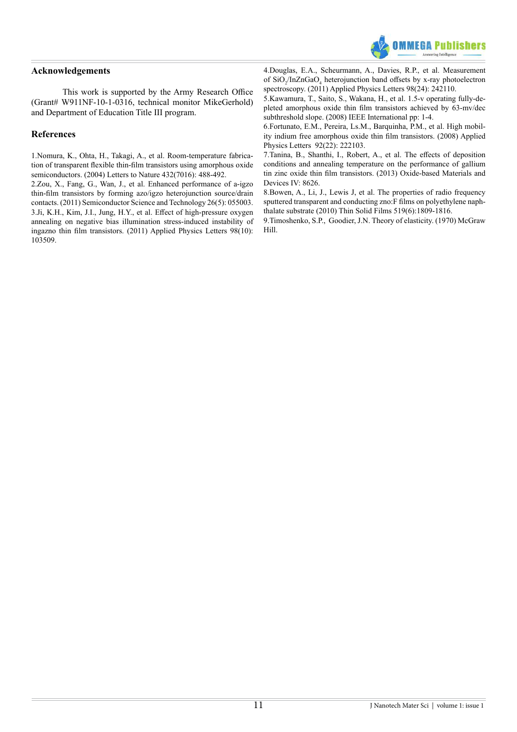## Acknowledgements

This work is supported by the Army Research Office (Grant# W911NF-10-1-0316, technical monitor MikeGerhold) and Department of Education Title III program.

## References

1.Nomura, K., Ohta, H., Takagi, A., et al. Room-temperature fabrication of transparent flexible thin-film transistors using amorphous oxide semiconductors. (2004) Letters to Nature 432(7016): 488-492.

2.Zou, X., Fang, G., Wan, J., et al. Enhanced performance of a-igzo thin-film transistors by forming azo/igzo heterojunction source/drain contacts. (2011) Semiconductor Science and Technology 26(5): 055003.

3.Ji, K.H., Kim, J.I., Jung, H.Y., et al. Effect of high-pressure oxygen annealing on negative bias illumination stress-induced instability of ingazno thin film transistors. (2011) Applied Physics Letters 98(10): 103509.

4.Douglas, E.A., Scheurmann, A., Davies, R.P., et al. Measurement of $SiO_2/InZnGaO_4$ heterojunction band offsets by x-ray photoelectron spectroscopy. (2011) Applied Physics Letters 98(24): 242110.

5.Kawamura, T., Saito, S., Wakana, H., et al. 1.5-v operating fully-depleted amorphous oxide thin film transistors achieved by 63-mv/dec subthreshold slope. (2008) IEEE International pp: 1-4.

6.Fortunato, E.M., Pereira, Ls.M., Barquinha, P.M., et al. High mobility indium free amorphous oxide thin film transistors. (2008) Applied Physics Letters 92(22): 222103.

7.Tanina, B., Shanthi, I., Robert, A., et al. The effects of deposition conditions and annealing temperature on the performance of gallium tin zinc oxide thin film transistors. (2013) Oxide-based Materials and Devices IV: 8626.

8.Bowen, A., Li, J., Lewis J, et al. The properties of radio frequency sputtered transparent and conducting zno:F films on polyethylene naphthalate substrate (2010) Thin Solid Films 519(6):1809-1816.

9.Timoshenko, S.P., Goodier, J.N. Theory of elasticity. (1970) McGraw Hill.